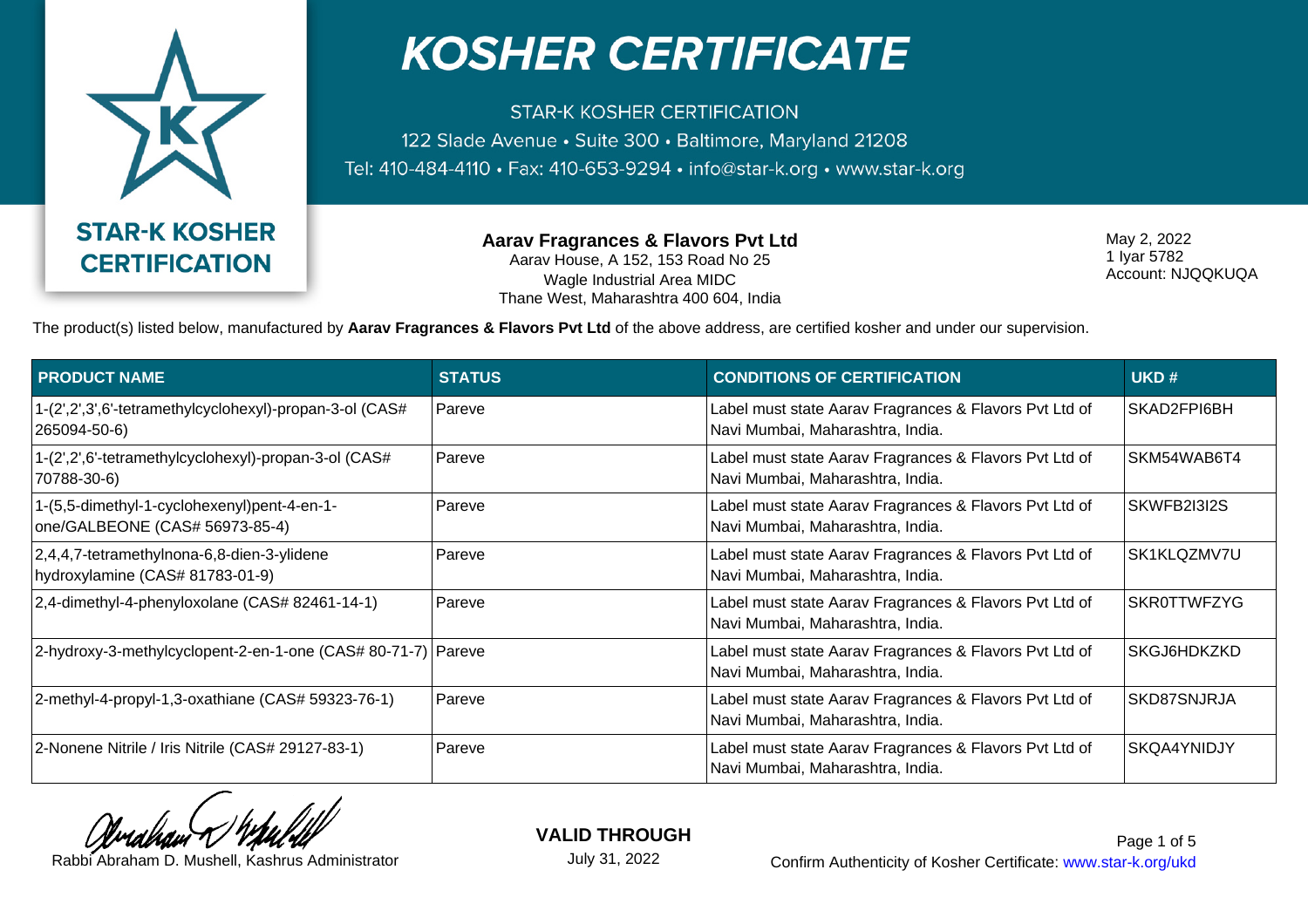# KOSHER CERTIFICATE

STAR-K KOSHER CERTIFICATION

122 Slade Avenue • Suite 300 • Baltimore, Maryland 21208

Tel: 410-484-4110 • Fax: 410-653-9294 • info@star-k.org • www.star-k.org

STAR-K KOSHER CERTIFICATION

**Aarav Fragrances & Flavors Pvt Ltd**
Aarav House, A 152, 153 Road No 25
Wagle Industrial Area MIDC
Thane West, Maharashtra 400 604, India

May 2, 2022
1 Iyar 5782
Account: NJQQKUQA

The product(s) listed below, manufactured by **Aarav Fragrances & Flavors Pvt Ltd** of the above address, are certified kosher and under our supervision.

| PRODUCT NAME | STATUS | CONDITIONS OF CERTIFICATION | UKD # |
|---|---|---|---|
| 1-(2',2',3',6'-tetramethylcyclohexyl)-propan-3-ol (CAS# 265094-50-6) | Pareve | Label must state Aarav Fragrances & Flavors Pvt Ltd of Navi Mumbai, Maharashtra, India. | SKAD2FPI6BH |
| 1-(2',2',6'-tetramethylcyclohexyl)-propan-3-ol (CAS# 70788-30-6) | Pareve | Label must state Aarav Fragrances & Flavors Pvt Ltd of Navi Mumbai, Maharashtra, India. | SKM54WAB6T4 |
| 1-(5,5-dimethyl-1-cyclohexenyl)pent-4-en-1-one/GALBEONE (CAS# 56973-85-4) | Pareve | Label must state Aarav Fragrances & Flavors Pvt Ltd of Navi Mumbai, Maharashtra, India. | SKWFB2I3I2S |
| 2,4,4,7-tetramethylnona-6,8-dien-3-ylidene hydroxylamine (CAS# 81783-01-9) | Pareve | Label must state Aarav Fragrances & Flavors Pvt Ltd of Navi Mumbai, Maharashtra, India. | SK1KLQZMV7U |
| 2,4-dimethyl-4-phenyloxolane (CAS# 82461-14-1) | Pareve | Label must state Aarav Fragrances & Flavors Pvt Ltd of Navi Mumbai, Maharashtra, India. | SKR0TTWFZYG |
| 2-hydroxy-3-methylcyclopent-2-en-1-one (CAS# 80-71-7) | Pareve | Label must state Aarav Fragrances & Flavors Pvt Ltd of Navi Mumbai, Maharashtra, India. | SKGJ6HDKZKD |
| 2-methyl-4-propyl-1,3-oxathiane (CAS# 59323-76-1) | Pareve | Label must state Aarav Fragrances & Flavors Pvt Ltd of Navi Mumbai, Maharashtra, India. | SKD87SNJRJA |
| 2-Nonene Nitrile / Iris Nitrile (CAS# 29127-83-1) | Pareve | Label must state Aarav Fragrances & Flavors Pvt Ltd of Navi Mumbai, Maharashtra, India. | SKQA4YNIDJY |

Rabbi Abraham D. Mushell, Kashrus Administrator

**VALID THROUGH**
July 31, 2022

Confirm Authenticity of Kosher Certificate: www.star-k.org/ukd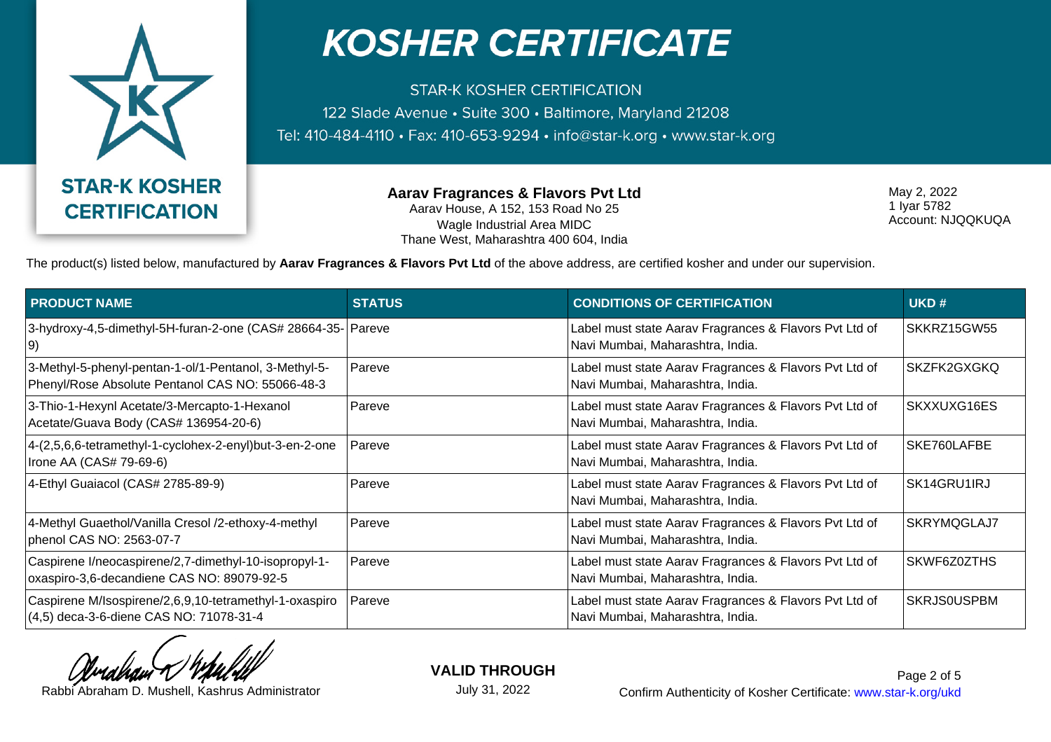# KOSHER CERTIFICATE

STAR-K KOSHER CERTIFICATION
122 Slade Avenue • Suite 300 • Baltimore, Maryland 21208
Tel: 410-484-4110 • Fax: 410-653-9294 • info@star-k.org • www.star-k.org

STAR-K KOSHER CERTIFICATION

**Aarav Fragrances & Flavors Pvt Ltd**
Aarav House, A 152, 153 Road No 25
Wagle Industrial Area MIDC
Thane West, Maharashtra 400 604, India

May 2, 2022
1 Iyar 5782
Account: NJQQKUQA

The product(s) listed below, manufactured by **Aarav Fragrances & Flavors Pvt Ltd** of the above address, are certified kosher and under our supervision.

| PRODUCT NAME | STATUS | CONDITIONS OF CERTIFICATION | UKD # |
|---|---|---|---|
| 3-hydroxy-4,5-dimethyl-5H-furan-2-one (CAS# 28664-35-9) | Pareve | Label must state Aarav Fragrances & Flavors Pvt Ltd of Navi Mumbai, Maharashtra, India. | SKKRZ15GW55 |
| 3-Methyl-5-phenyl-pentan-1-ol/1-Pentanol, 3-Methyl-5-Phenyl/Rose Absolute Pentanol CAS NO: 55066-48-3 | Pareve | Label must state Aarav Fragrances & Flavors Pvt Ltd of Navi Mumbai, Maharashtra, India. | SKZFK2GXGKQ |
| 3-Thio-1-Hexynl Acetate/3-Mercapto-1-Hexanol Acetate/Guava Body (CAS# 136954-20-6) | Pareve | Label must state Aarav Fragrances & Flavors Pvt Ltd of Navi Mumbai, Maharashtra, India. | SKXXUXG16ES |
| 4-(2,5,6,6-tetramethyl-1-cyclohex-2-enyl)but-3-en-2-one Irone AA (CAS# 79-69-6) | Pareve | Label must state Aarav Fragrances & Flavors Pvt Ltd of Navi Mumbai, Maharashtra, India. | SKE760LAFBE |
| 4-Ethyl Guaiacol (CAS# 2785-89-9) | Pareve | Label must state Aarav Fragrances & Flavors Pvt Ltd of Navi Mumbai, Maharashtra, India. | SK14GRU1IRJ |
| 4-Methyl Guaethol/Vanilla Cresol /2-ethoxy-4-methyl phenol CAS NO: 2563-07-7 | Pareve | Label must state Aarav Fragrances & Flavors Pvt Ltd of Navi Mumbai, Maharashtra, India. | SKRYMQGLAJ7 |
| Caspirene I/neocaspirene/2,7-dimethyl-10-isopropyl-1-oxaspiro-3,6-decandiene CAS NO: 89079-92-5 | Pareve | Label must state Aarav Fragrances & Flavors Pvt Ltd of Navi Mumbai, Maharashtra, India. | SKWF6Z0ZTHS |
| Caspirene M/Isospirene/2,6,9,10-tetramethyl-1-oxaspiro (4,5) deca-3-6-diene CAS NO: 71078-31-4 | Pareve | Label must state Aarav Fragrances & Flavors Pvt Ltd of Navi Mumbai, Maharashtra, India. | SKRJS0USPBM |

Rabbi Abraham D. Mushell, Kashrus Administrator

**VALID THROUGH**
July 31, 2022

Confirm Authenticity of Kosher Certificate: www.star-k.org/ukd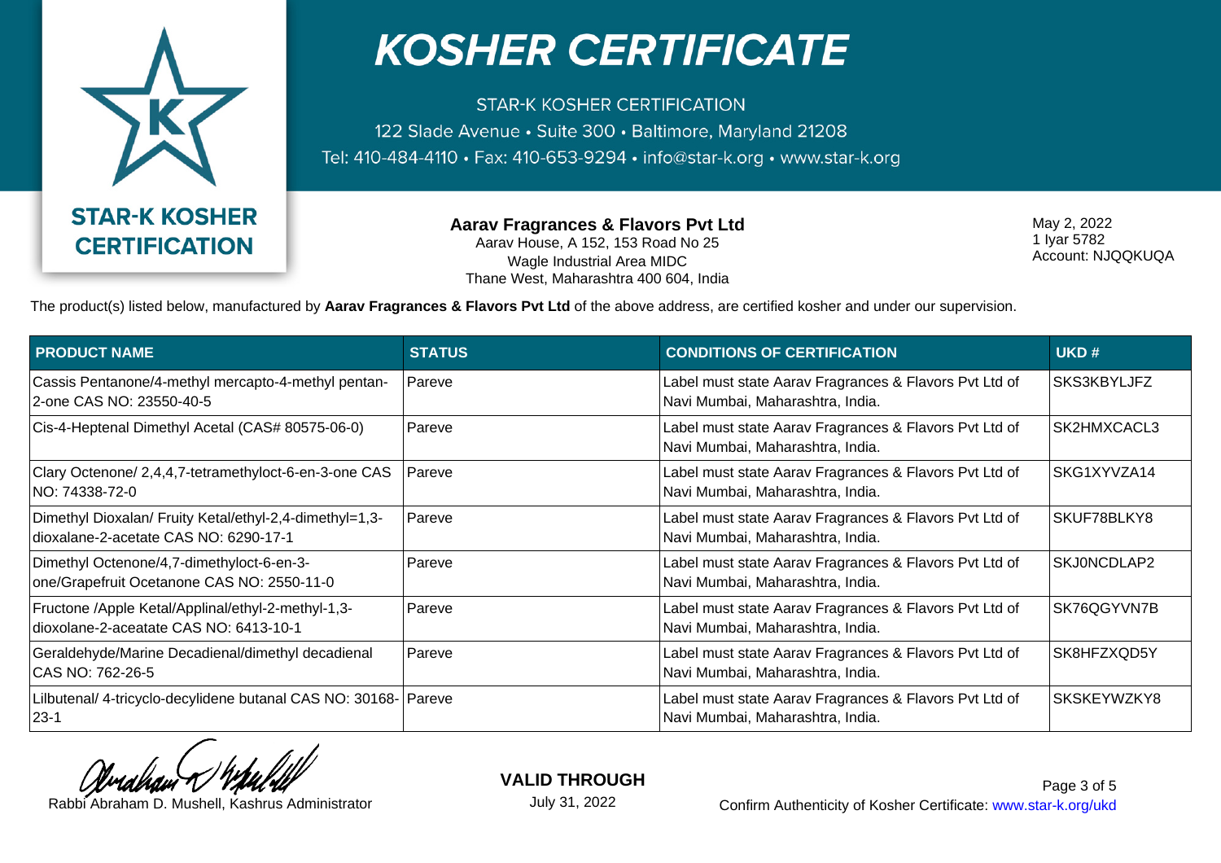# KOSHER CERTIFICATE

STAR-K KOSHER CERTIFICATION
122 Slade Avenue • Suite 300 • Baltimore, Maryland 21208
Tel: 410-484-4110 • Fax: 410-653-9294 • info@star-k.org • www.star-k.org

STAR-K KOSHER CERTIFICATION

**Aarav Fragrances & Flavors Pvt Ltd**
Aarav House, A 152, 153 Road No 25
Wagle Industrial Area MIDC
Thane West, Maharashtra 400 604, India

May 2, 2022
1 Iyar 5782
Account: NJQQKUQA

The product(s) listed below, manufactured by **Aarav Fragrances & Flavors Pvt Ltd** of the above address, are certified kosher and under our supervision.

| PRODUCT NAME | STATUS | CONDITIONS OF CERTIFICATION | UKD # |
|---|---|---|---|
| Cassis Pentanone/4-methyl mercapto-4-methyl pentan-2-one CAS NO: 23550-40-5 | Pareve | Label must state Aarav Fragrances & Flavors Pvt Ltd of Navi Mumbai, Maharashtra, India. | SKS3KBYLJFZ |
| Cis-4-Heptenal Dimethyl Acetal (CAS# 80575-06-0) | Pareve | Label must state Aarav Fragrances & Flavors Pvt Ltd of Navi Mumbai, Maharashtra, India. | SK2HMXCACL3 |
| Clary Octenone/ 2,4,4,7-tetramethyloct-6-en-3-one CAS NO: 74338-72-0 | Pareve | Label must state Aarav Fragrances & Flavors Pvt Ltd of Navi Mumbai, Maharashtra, India. | SKG1XYVZA14 |
| Dimethyl Dioxalan/ Fruity Ketal/ethyl-2,4-dimethyl=1,3-dioxalane-2-acetate CAS NO: 6290-17-1 | Pareve | Label must state Aarav Fragrances & Flavors Pvt Ltd of Navi Mumbai, Maharashtra, India. | SKUF78BLKY8 |
| Dimethyl Octenone/4,7-dimethyloct-6-en-3-one/Grapefruit Ocetanone CAS NO: 2550-11-0 | Pareve | Label must state Aarav Fragrances & Flavors Pvt Ltd of Navi Mumbai, Maharashtra, India. | SKJ0NCDLAP2 |
| Fructone /Apple Ketal/Applinal/ethyl-2-methyl-1,3-dioxolane-2-aceatate CAS NO: 6413-10-1 | Pareve | Label must state Aarav Fragrances & Flavors Pvt Ltd of Navi Mumbai, Maharashtra, India. | SK76QGYVN7B |
| Geraldehyde/Marine Decadienal/dimethyl decadienal CAS NO: 762-26-5 | Pareve | Label must state Aarav Fragrances & Flavors Pvt Ltd of Navi Mumbai, Maharashtra, India. | SK8HFZXQD5Y |
| Lilbutenal/ 4-tricyclo-decylidene butanal CAS NO: 30168-23-1 | Pareve | Label must state Aarav Fragrances & Flavors Pvt Ltd of Navi Mumbai, Maharashtra, India. | SKSKEYWZKY8 |

Rabbi Abraham D. Mushell, Kashrus Administrator

**VALID THROUGH**
July 31, 2022

Confirm Authenticity of Kosher Certificate: www.star-k.org/ukd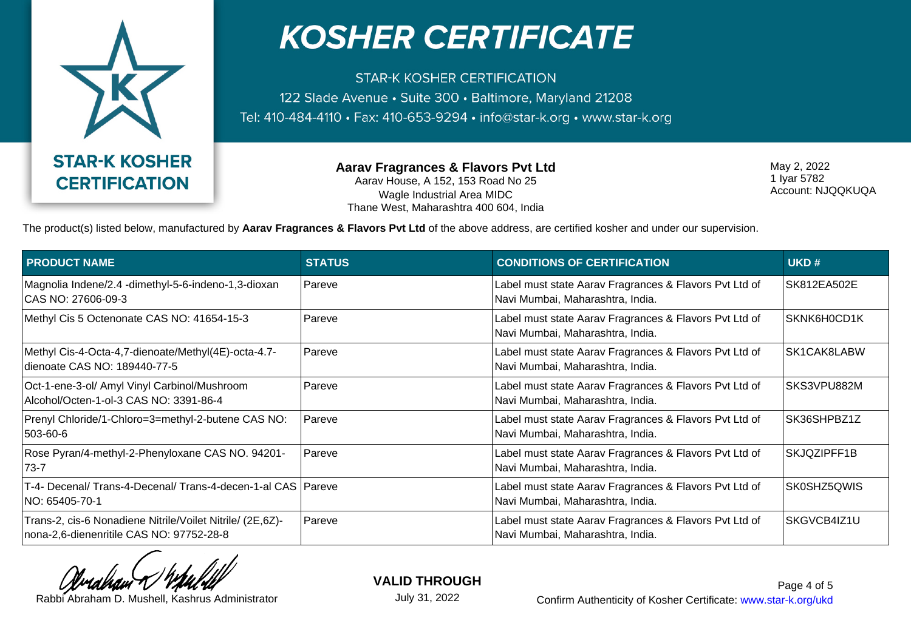# KOSHER CERTIFICATE

STAR-K KOSHER CERTIFICATION

122 Slade Avenue • Suite 300 • Baltimore, Maryland 21208

Tel: 410-484-4110 • Fax: 410-653-9294 • info@star-k.org • www.star-k.org

STAR-K KOSHER CERTIFICATION

**Aarav Fragrances & Flavors Pvt Ltd**
Aarav House, A 152, 153 Road No 25
Wagle Industrial Area MIDC
Thane West, Maharashtra 400 604, India

May 2, 2022
1 Iyar 5782
Account: NJQQKUQA

The product(s) listed below, manufactured by **Aarav Fragrances & Flavors Pvt Ltd** of the above address, are certified kosher and under our supervision.

| PRODUCT NAME | STATUS | CONDITIONS OF CERTIFICATION | UKD # |
|---|---|---|---|
| Magnolia Indene/2.4 -dimethyl-5-6-indeno-1,3-dioxan CAS NO: 27606-09-3 | Pareve | Label must state Aarav Fragrances & Flavors Pvt Ltd of Navi Mumbai, Maharashtra, India. | SK812EA502E |
| Methyl Cis 5 Octenonate CAS NO: 41654-15-3 | Pareve | Label must state Aarav Fragrances & Flavors Pvt Ltd of Navi Mumbai, Maharashtra, India. | SKNK6H0CD1K |
| Methyl Cis-4-Octa-4,7-dienoate/Methyl(4E)-octa-4.7-dienoate CAS NO: 189440-77-5 | Pareve | Label must state Aarav Fragrances & Flavors Pvt Ltd of Navi Mumbai, Maharashtra, India. | SK1CAK8LABW |
| Oct-1-ene-3-ol/ Amyl Vinyl Carbinol/Mushroom Alcohol/Octen-1-ol-3 CAS NO: 3391-86-4 | Pareve | Label must state Aarav Fragrances & Flavors Pvt Ltd of Navi Mumbai, Maharashtra, India. | SKS3VPU882M |
| Prenyl Chloride/1-Chloro=3=methyl-2-butene CAS NO: 503-60-6 | Pareve | Label must state Aarav Fragrances & Flavors Pvt Ltd of Navi Mumbai, Maharashtra, India. | SK36SHPBZ1Z |
| Rose Pyran/4-methyl-2-Phenyloxane CAS NO. 94201-73-7 | Pareve | Label must state Aarav Fragrances & Flavors Pvt Ltd of Navi Mumbai, Maharashtra, India. | SKJQZIPFF1B |
| T-4- Decenal/ Trans-4-Decenal/ Trans-4-decen-1-al CAS NO: 65405-70-1 | Pareve | Label must state Aarav Fragrances & Flavors Pvt Ltd of Navi Mumbai, Maharashtra, India. | SK0SHZ5QWIS |
| Trans-2, cis-6 Nonadiene Nitrile/Voilet Nitrile/ (2E,6Z)-nona-2,6-dienenritile CAS NO: 97752-28-8 | Pareve | Label must state Aarav Fragrances & Flavors Pvt Ltd of Navi Mumbai, Maharashtra, India. | SKGVCB4IZ1U |

Rabbi Abraham D. Mushell, Kashrus Administrator

**VALID THROUGH**
July 31, 2022

Confirm Authenticity of Kosher Certificate: www.star-k.org/ukd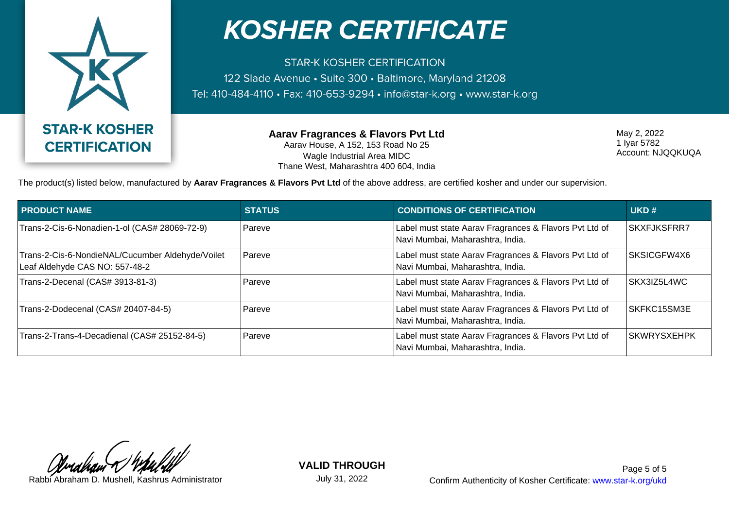# KOSHER CERTIFICATE

STAR-K KOSHER CERTIFICATION
122 Slade Avenue • Suite 300 • Baltimore, Maryland 21208
Tel: 410-484-4110 • Fax: 410-653-9294 • info@star-k.org • www.star-k.org

STAR-K KOSHER CERTIFICATION

**Aarav Fragrances & Flavors Pvt Ltd**
Aarav House, A 152, 153 Road No 25
Wagle Industrial Area MIDC
Thane West, Maharashtra 400 604, India

May 2, 2022
1 Iyar 5782
Account: NJQQKUQA

The product(s) listed below, manufactured by **Aarav Fragrances & Flavors Pvt Ltd** of the above address, are certified kosher and under our supervision.

| PRODUCT NAME | STATUS | CONDITIONS OF CERTIFICATION | UKD # |
|---|---|---|---|
| Trans-2-Cis-6-Nonadien-1-ol (CAS# 28069-72-9) | Pareve | Label must state Aarav Fragrances & Flavors Pvt Ltd of Navi Mumbai, Maharashtra, India. | SKXFJKSFRR7 |
| Trans-2-Cis-6-NondieNAL/Cucumber Aldehyde/Voilet Leaf Aldehyde CAS NO: 557-48-2 | Pareve | Label must state Aarav Fragrances & Flavors Pvt Ltd of Navi Mumbai, Maharashtra, India. | SKSICGFW4X6 |
| Trans-2-Decenal (CAS# 3913-81-3) | Pareve | Label must state Aarav Fragrances & Flavors Pvt Ltd of Navi Mumbai, Maharashtra, India. | SKX3IZ5L4WC |
| Trans-2-Dodecenal (CAS# 20407-84-5) | Pareve | Label must state Aarav Fragrances & Flavors Pvt Ltd of Navi Mumbai, Maharashtra, India. | SKFKC15SM3E |
| Trans-2-Trans-4-Decadienal (CAS# 25152-84-5) | Pareve | Label must state Aarav Fragrances & Flavors Pvt Ltd of Navi Mumbai, Maharashtra, India. | SKWRYSXEHPK |

Rabbi Abraham D. Mushell, Kashrus Administrator

**VALID THROUGH**
July 31, 2022

Confirm Authenticity of Kosher Certificate: www.star-k.org/ukd